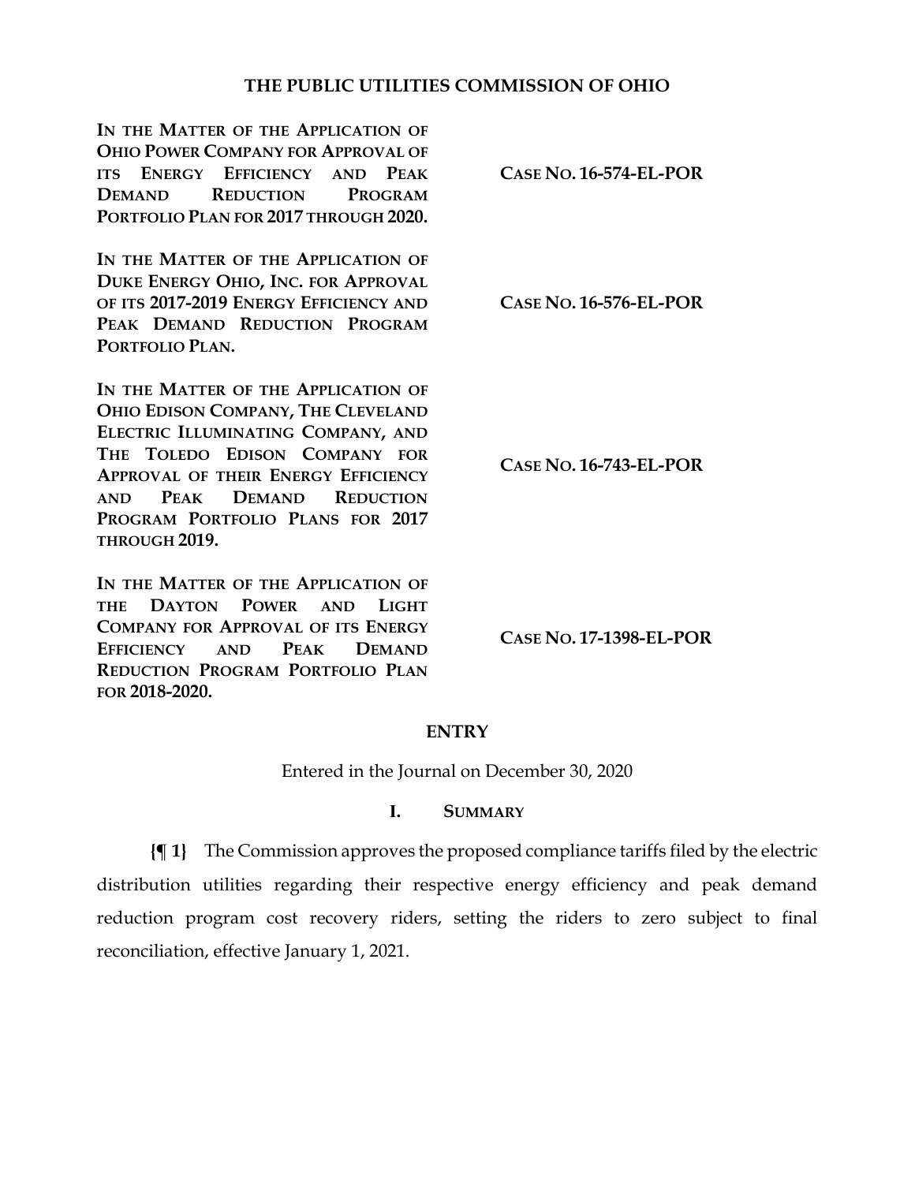# THE PUBLIC UTILITIES COMMISSION OF OHIO

| | |
|---|---|
| **IN THE MATTER OF THE APPLICATION OF OHIO POWER COMPANY FOR APPROVAL OF ITS ENERGY EFFICIENCY AND PEAK DEMAND REDUCTION PROGRAM PORTFOLIO PLAN FOR 2017 THROUGH 2020.** | **CASE NO. 16-574-EL-POR** |
| **IN THE MATTER OF THE APPLICATION OF DUKE ENERGY OHIO, INC. FOR APPROVAL OF ITS 2017-2019 ENERGY EFFICIENCY AND PEAK DEMAND REDUCTION PROGRAM PORTFOLIO PLAN.** | **CASE NO. 16-576-EL-POR** |
| **IN THE MATTER OF THE APPLICATION OF OHIO EDISON COMPANY, THE CLEVELAND ELECTRIC ILLUMINATING COMPANY, AND THE TOLEDO EDISON COMPANY FOR APPROVAL OF THEIR ENERGY EFFICIENCY AND PEAK DEMAND REDUCTION PROGRAM PORTFOLIO PLANS FOR 2017 THROUGH 2019.** | **CASE NO. 16-743-EL-POR** |
| **IN THE MATTER OF THE APPLICATION OF THE DAYTON POWER AND LIGHT COMPANY FOR APPROVAL OF ITS ENERGY EFFICIENCY AND PEAK DEMAND REDUCTION PROGRAM PORTFOLIO PLAN FOR 2018-2020.** | **CASE NO. 17-1398-EL-POR** |

## ENTRY

Entered in the Journal on December 30, 2020

## I. SUMMARY

**{¶ 1}** The Commission approves the proposed compliance tariffs filed by the electric distribution utilities regarding their respective energy efficiency and peak demand reduction program cost recovery riders, setting the riders to zero subject to final reconciliation, effective January 1, 2021.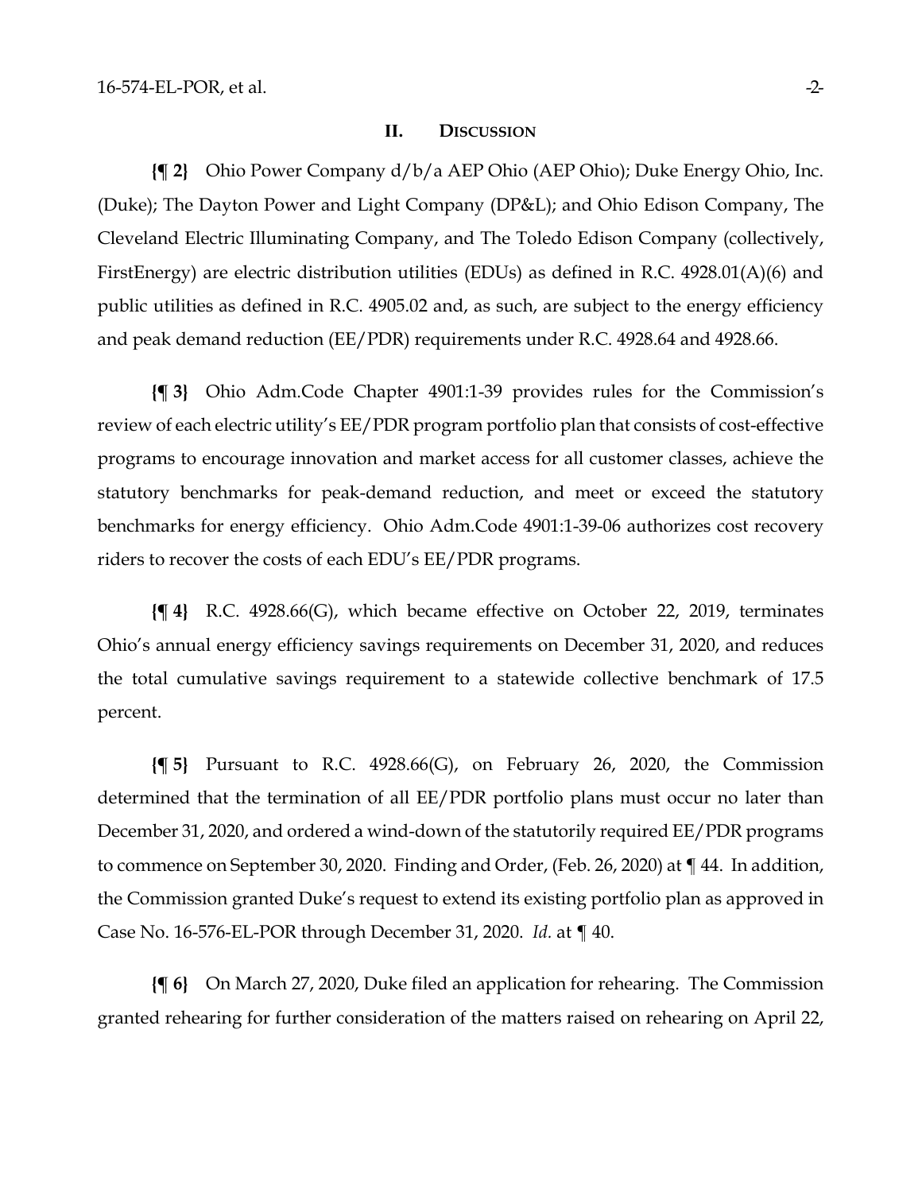## II. Discussion

**{¶ 2}** Ohio Power Company d/b/a AEP Ohio (AEP Ohio); Duke Energy Ohio, Inc. (Duke); The Dayton Power and Light Company (DP&L); and Ohio Edison Company, The Cleveland Electric Illuminating Company, and The Toledo Edison Company (collectively, FirstEnergy) are electric distribution utilities (EDUs) as defined in R.C. 4928.01(A)(6) and public utilities as defined in R.C. 4905.02 and, as such, are subject to the energy efficiency and peak demand reduction (EE/PDR) requirements under R.C. 4928.64 and 4928.66.

**{¶ 3}** Ohio Adm.Code Chapter 4901:1-39 provides rules for the Commission's review of each electric utility's EE/PDR program portfolio plan that consists of cost-effective programs to encourage innovation and market access for all customer classes, achieve the statutory benchmarks for peak-demand reduction, and meet or exceed the statutory benchmarks for energy efficiency. Ohio Adm.Code 4901:1-39-06 authorizes cost recovery riders to recover the costs of each EDU's EE/PDR programs.

**{¶ 4}** R.C. 4928.66(G), which became effective on October 22, 2019, terminates Ohio's annual energy efficiency savings requirements on December 31, 2020, and reduces the total cumulative savings requirement to a statewide collective benchmark of 17.5 percent.

**{¶ 5}** Pursuant to R.C. 4928.66(G), on February 26, 2020, the Commission determined that the termination of all EE/PDR portfolio plans must occur no later than December 31, 2020, and ordered a wind-down of the statutorily required EE/PDR programs to commence on September 30, 2020. Finding and Order, (Feb. 26, 2020) at ¶ 44. In addition, the Commission granted Duke's request to extend its existing portfolio plan as approved in Case No. 16-576-EL-POR through December 31, 2020. *Id.* at ¶ 40.

**{¶ 6}** On March 27, 2020, Duke filed an application for rehearing. The Commission granted rehearing for further consideration of the matters raised on rehearing on April 22,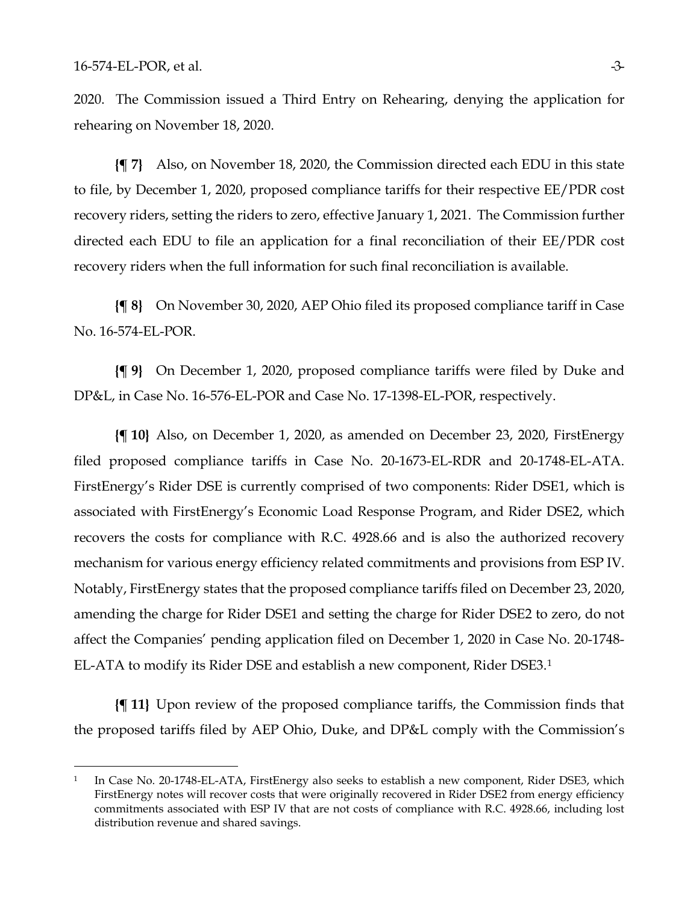2020. The Commission issued a Third Entry on Rehearing, denying the application for rehearing on November 18, 2020.

**{¶ 7}** Also, on November 18, 2020, the Commission directed each EDU in this state to file, by December 1, 2020, proposed compliance tariffs for their respective EE/PDR cost recovery riders, setting the riders to zero, effective January 1, 2021. The Commission further directed each EDU to file an application for a final reconciliation of their EE/PDR cost recovery riders when the full information for such final reconciliation is available.

**{¶ 8}** On November 30, 2020, AEP Ohio filed its proposed compliance tariff in Case No. 16-574-EL-POR.

**{¶ 9}** On December 1, 2020, proposed compliance tariffs were filed by Duke and DP&L, in Case No. 16-576-EL-POR and Case No. 17-1398-EL-POR, respectively.

**{¶ 10}** Also, on December 1, 2020, as amended on December 23, 2020, FirstEnergy filed proposed compliance tariffs in Case No. 20-1673-EL-RDR and 20-1748-EL-ATA. FirstEnergy's Rider DSE is currently comprised of two components: Rider DSE1, which is associated with FirstEnergy's Economic Load Response Program, and Rider DSE2, which recovers the costs for compliance with R.C. 4928.66 and is also the authorized recovery mechanism for various energy efficiency related commitments and provisions from ESP IV. Notably, FirstEnergy states that the proposed compliance tariffs filed on December 23, 2020, amending the charge for Rider DSE1 and setting the charge for Rider DSE2 to zero, do not affect the Companies' pending application filed on December 1, 2020 in Case No. 20-1748-EL-ATA to modify its Rider DSE and establish a new component, Rider DSE3.[1]

**{¶ 11}** Upon review of the proposed compliance tariffs, the Commission finds that the proposed tariffs filed by AEP Ohio, Duke, and DP&L comply with the Commission's

---

[1] In Case No. 20-1748-EL-ATA, FirstEnergy also seeks to establish a new component, Rider DSE3, which FirstEnergy notes will recover costs that were originally recovered in Rider DSE2 from energy efficiency commitments associated with ESP IV that are not costs of compliance with R.C. 4928.66, including lost distribution revenue and shared savings.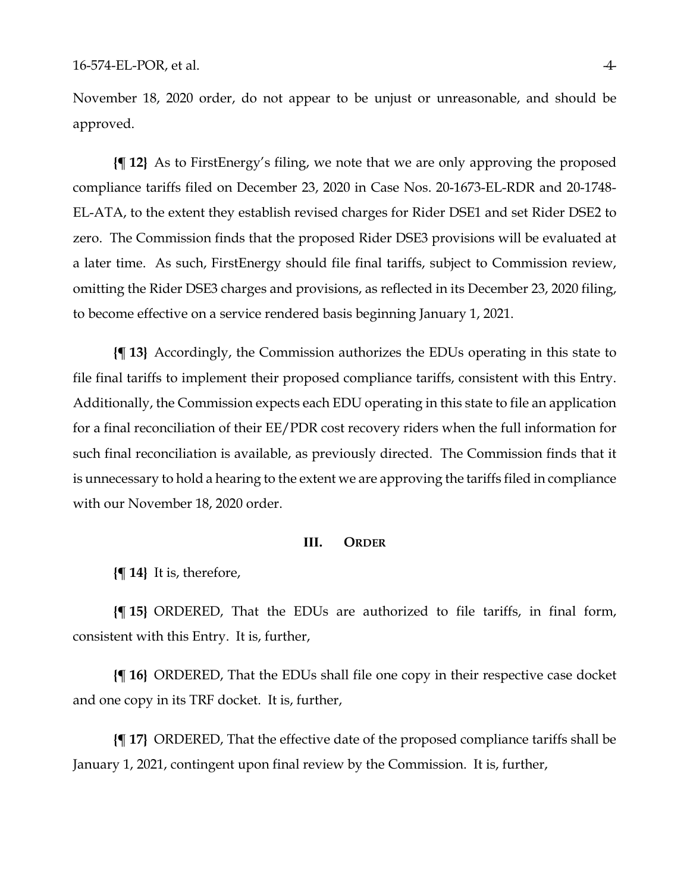November 18, 2020 order, do not appear to be unjust or unreasonable, and should be approved.

**{¶ 12}** As to FirstEnergy's filing, we note that we are only approving the proposed compliance tariffs filed on December 23, 2020 in Case Nos. 20-1673-EL-RDR and 20-1748-EL-ATA, to the extent they establish revised charges for Rider DSE1 and set Rider DSE2 to zero. The Commission finds that the proposed Rider DSE3 provisions will be evaluated at a later time. As such, FirstEnergy should file final tariffs, subject to Commission review, omitting the Rider DSE3 charges and provisions, as reflected in its December 23, 2020 filing, to become effective on a service rendered basis beginning January 1, 2021.

**{¶ 13}** Accordingly, the Commission authorizes the EDUs operating in this state to file final tariffs to implement their proposed compliance tariffs, consistent with this Entry. Additionally, the Commission expects each EDU operating in this state to file an application for a final reconciliation of their EE/PDR cost recovery riders when the full information for such final reconciliation is available, as previously directed. The Commission finds that it is unnecessary to hold a hearing to the extent we are approving the tariffs filed in compliance with our November 18, 2020 order.

## III. Order

**{¶ 14}** It is, therefore,

**{¶ 15}** ORDERED, That the EDUs are authorized to file tariffs, in final form, consistent with this Entry. It is, further,

**{¶ 16}** ORDERED, That the EDUs shall file one copy in their respective case docket and one copy in its TRF docket. It is, further,

**{¶ 17}** ORDERED, That the effective date of the proposed compliance tariffs shall be January 1, 2021, contingent upon final review by the Commission. It is, further,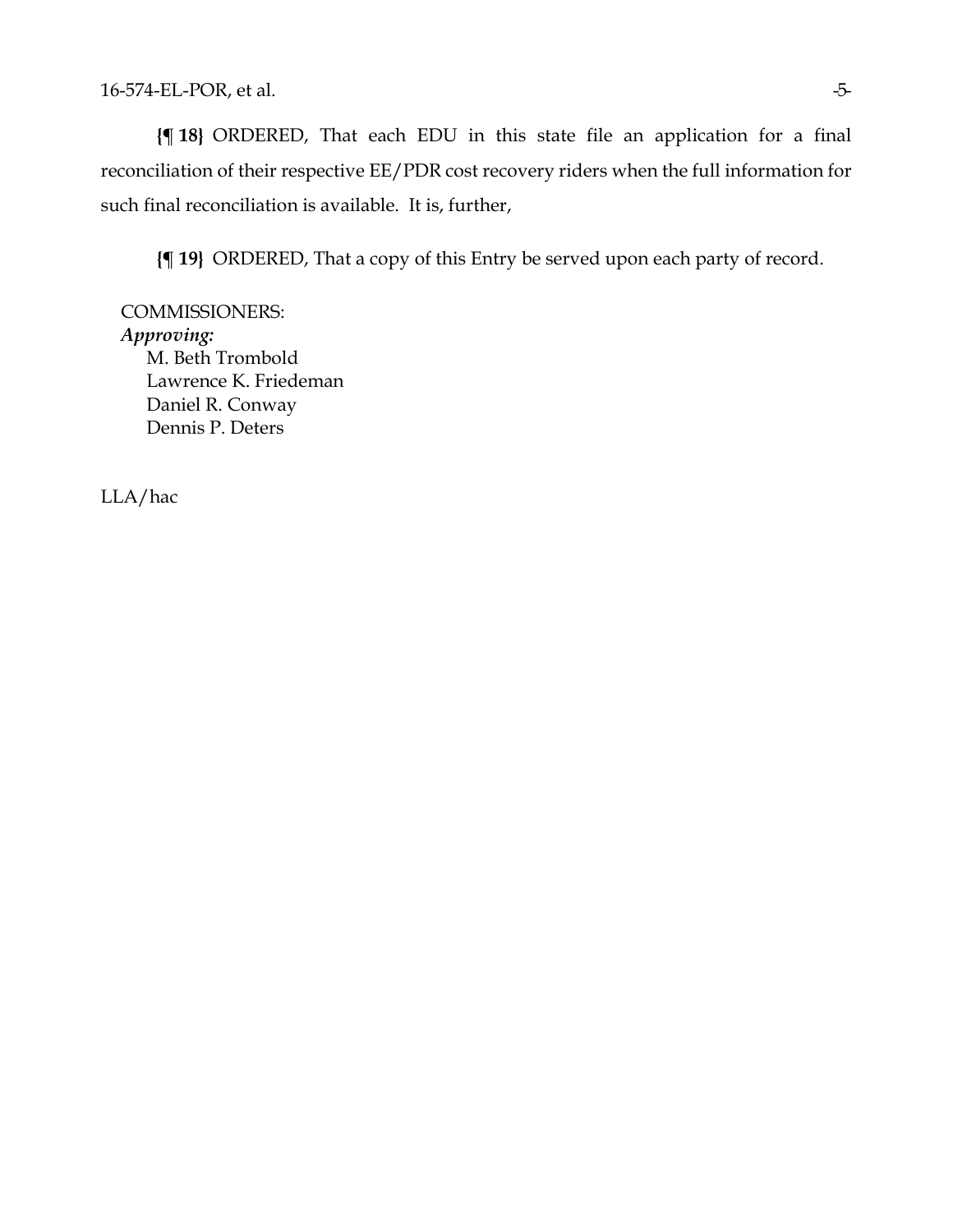**{¶ 18}** ORDERED, That each EDU in this state file an application for a final reconciliation of their respective EE/PDR cost recovery riders when the full information for such final reconciliation is available. It is, further,

**{¶ 19}** ORDERED, That a copy of this Entry be served upon each party of record.

COMMISSIONERS:
*Approving:*
M. Beth Trombold
Lawrence K. Friedeman
Daniel R. Conway
Dennis P. Deters

LLA/hac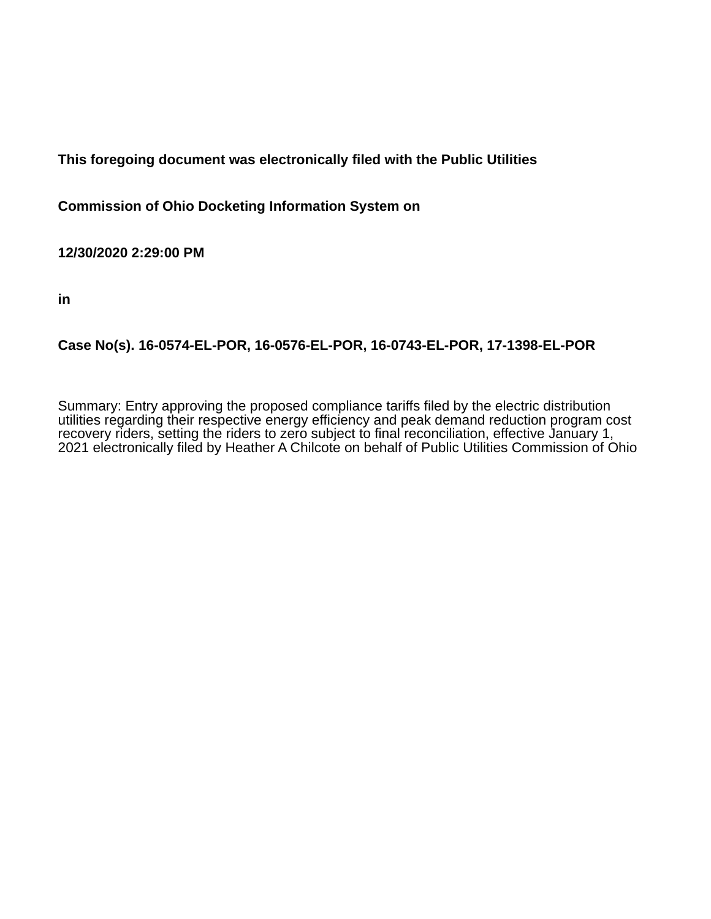**This foregoing document was electronically filed with the Public Utilities**

**Commission of Ohio Docketing Information System on**

**12/30/2020 2:29:00 PM**

**in**

**Case No(s). 16-0574-EL-POR, 16-0576-EL-POR, 16-0743-EL-POR, 17-1398-EL-POR**

Summary: Entry approving the proposed compliance tariffs filed by the electric distribution utilities regarding their respective energy efficiency and peak demand reduction program cost recovery riders, setting the riders to zero subject to final reconciliation, effective January 1, 2021 electronically filed by Heather A Chilcote on behalf of Public Utilities Commission of Ohio